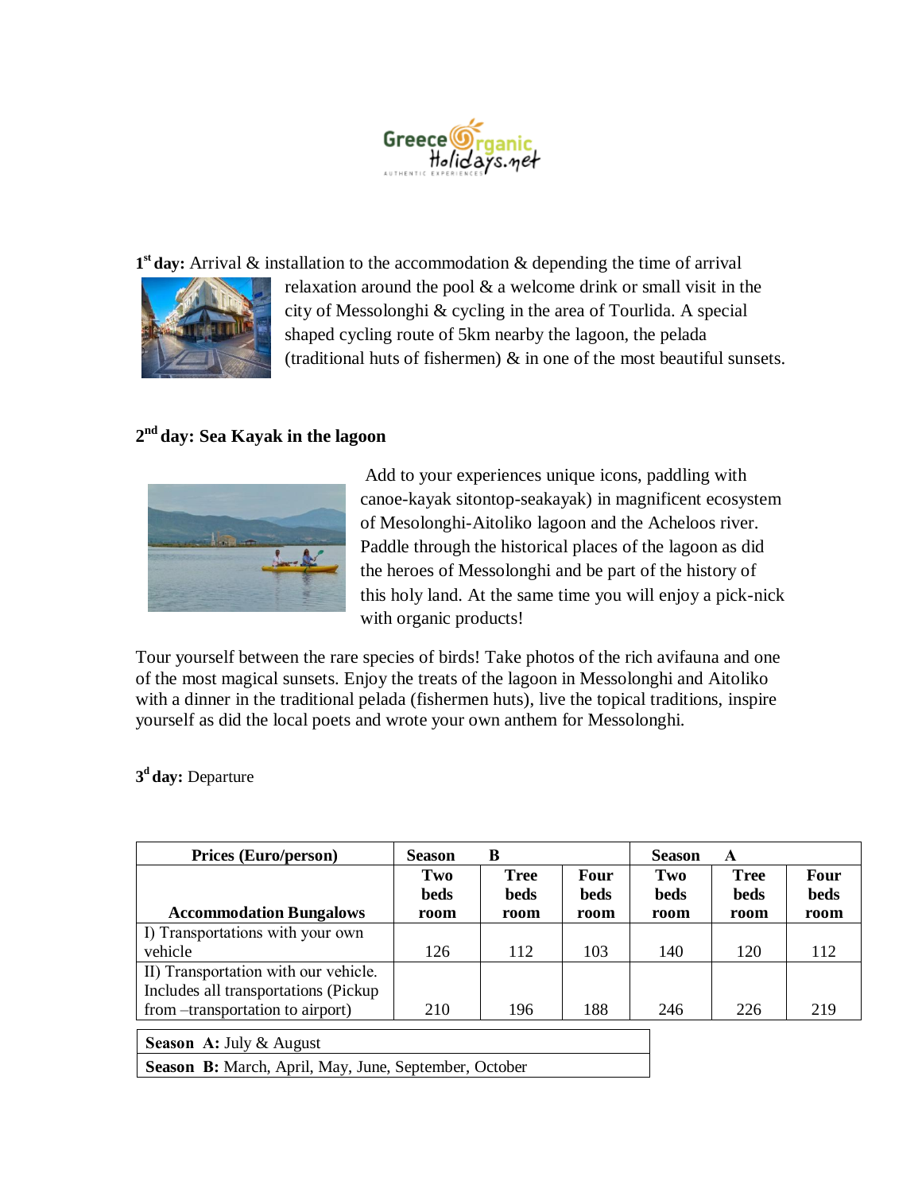1st **day:** Arrival & installation to the accommodation & depending the time of arrival relaxation around the pool & a welcome drink or small visit in the city of Messolonghi & cycling in the area of Tourlida. A special shaped cycling route of 5km nearby the lagoon, the pelada (traditional huts of fishermen) & in one of the most beautiful sunsets.

**2nd day: Sea Kayak in the lagoon**

Add to your experiences unique icons, paddling with canoe-kayak sitontop-seakayak) in magnificent ecosystem of Mesolonghi-Aitoliko lagoon and the Acheloos river. Paddle through the historical places of the lagoon as did the heroes of Messolonghi and be part of the history of this holy land. At the same time you will enjoy a pick-nick with organic products!

Tour yourself between the rare species of birds! Take photos of the rich avifauna and one of the most magical sunsets. Enjoy the treats of the lagoon in Messolonghi and Aitoliko with a dinner in the traditional pelada (fishermen huts), live the topical traditions, inspire yourself as did the local poets and wrote your own anthem for Messolonghi.

**3d day:** Departure

| Prices (Euro/person) | Season B | | | Season A | | |
|---|---|---|---|---|---|---|
| **Accommodation Bungalows** | **Two beds room** | **Tree beds room** | **Four beds room** | **Two beds room** | **Tree beds room** | **Four beds room** |
| I) Transportations with your own vehicle | 126 | 112 | 103 | 140 | 120 | 112 |
| II) Transportation with our vehicle. Includes all transportations (Pickup from –transportation to airport) | 210 | 196 | 188 | 246 | 226 | 219 |

| **Season A:** July & August |
|---|
| **Season B:** March, April, May, June, September, October |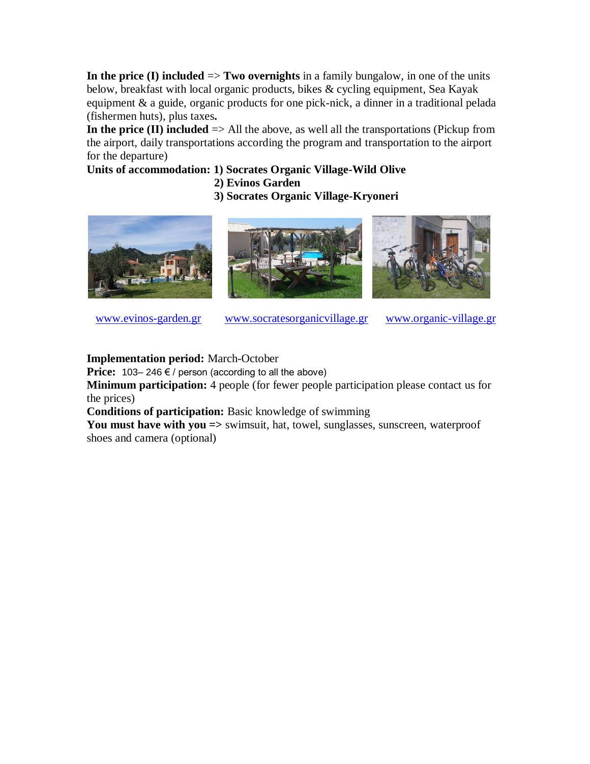**In the price (I) included** => **Two overnights** in a family bungalow, in one of the units below, breakfast with local organic products, bikes & cycling equipment, Sea Kayak equipment & a guide, organic products for one pick-nick, a dinner in a traditional pelada (fishermen huts), plus taxes**.**

**In the price (II) included** => All the above, as well all the transportations (Pickup from the airport, daily transportations according the program and transportation to the airport for the departure)

**Units of accommodation: 1) Socrates Organic Village-Wild Olive**
**2) Evinos Garden**
**3) Socrates Organic Village-Kryoneri**

www.evinos-garden.gr www.socratesorganicvillage.gr www.organic-village.gr

**Implementation period:** March-October

**Price:** 103– 246 € / person (according to all the above)

**Minimum participation:** 4 people (for fewer people participation please contact us for the prices)

**Conditions of participation:** Basic knowledge of swimming

**You must have with you =>** swimsuit, hat, towel, sunglasses, sunscreen, waterproof shoes and camera (optional)